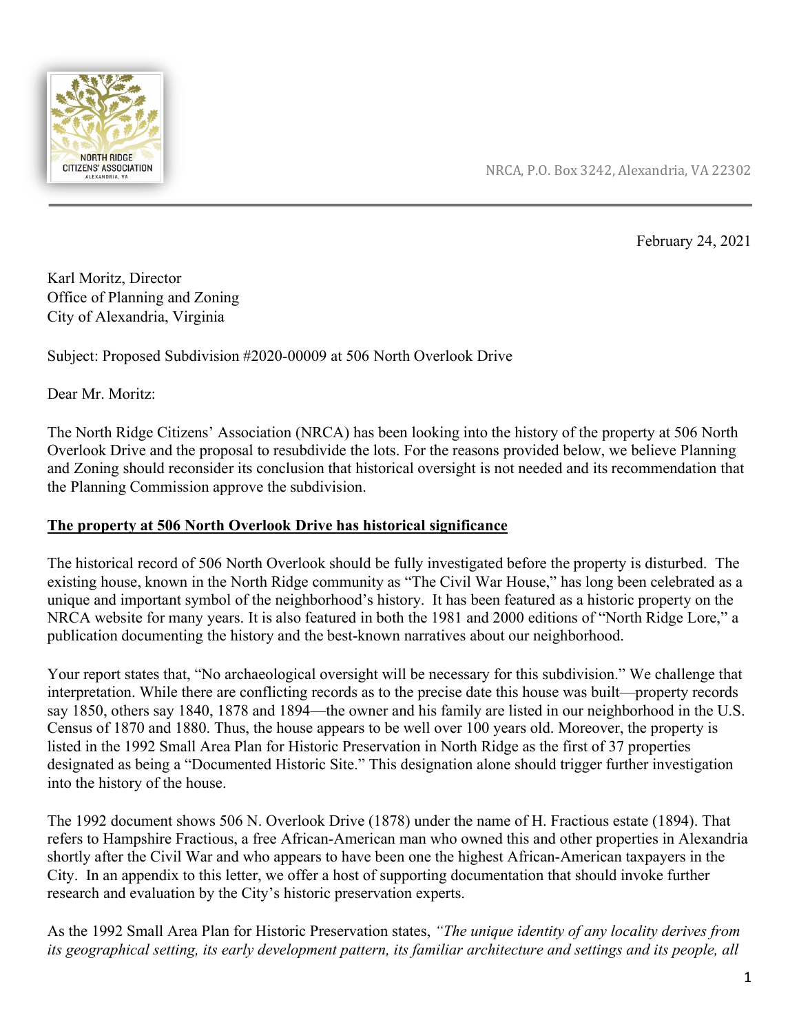NRCA, P.O. Box 3242, Alexandria, VA 22302

February 24, 2021

Karl Moritz, Director
Office of Planning and Zoning
City of Alexandria, Virginia

Subject: Proposed Subdivision #2020-00009 at 506 North Overlook Drive

Dear Mr. Moritz:

The North Ridge Citizens' Association (NRCA) has been looking into the history of the property at 506 North Overlook Drive and the proposal to resubdivide the lots. For the reasons provided below, we believe Planning and Zoning should reconsider its conclusion that historical oversight is not needed and its recommendation that the Planning Commission approve the subdivision.

**The property at 506 North Overlook Drive has historical significance**

The historical record of 506 North Overlook should be fully investigated before the property is disturbed. The existing house, known in the North Ridge community as "The Civil War House," has long been celebrated as a unique and important symbol of the neighborhood's history. It has been featured as a historic property on the NRCA website for many years. It is also featured in both the 1981 and 2000 editions of "North Ridge Lore," a publication documenting the history and the best-known narratives about our neighborhood.

Your report states that, "No archaeological oversight will be necessary for this subdivision." We challenge that interpretation. While there are conflicting records as to the precise date this house was built—property records say 1850, others say 1840, 1878 and 1894—the owner and his family are listed in our neighborhood in the U.S. Census of 1870 and 1880. Thus, the house appears to be well over 100 years old. Moreover, the property is listed in the 1992 Small Area Plan for Historic Preservation in North Ridge as the first of 37 properties designated as being a "Documented Historic Site." This designation alone should trigger further investigation into the history of the house.

The 1992 document shows 506 N. Overlook Drive (1878) under the name of H. Fractious estate (1894). That refers to Hampshire Fractious, a free African-American man who owned this and other properties in Alexandria shortly after the Civil War and who appears to have been one the highest African-American taxpayers in the City. In an appendix to this letter, we offer a host of supporting documentation that should invoke further research and evaluation by the City's historic preservation experts.

As the 1992 Small Area Plan for Historic Preservation states, *"The unique identity of any locality derives from its geographical setting, its early development pattern, its familiar architecture and settings and its people, all*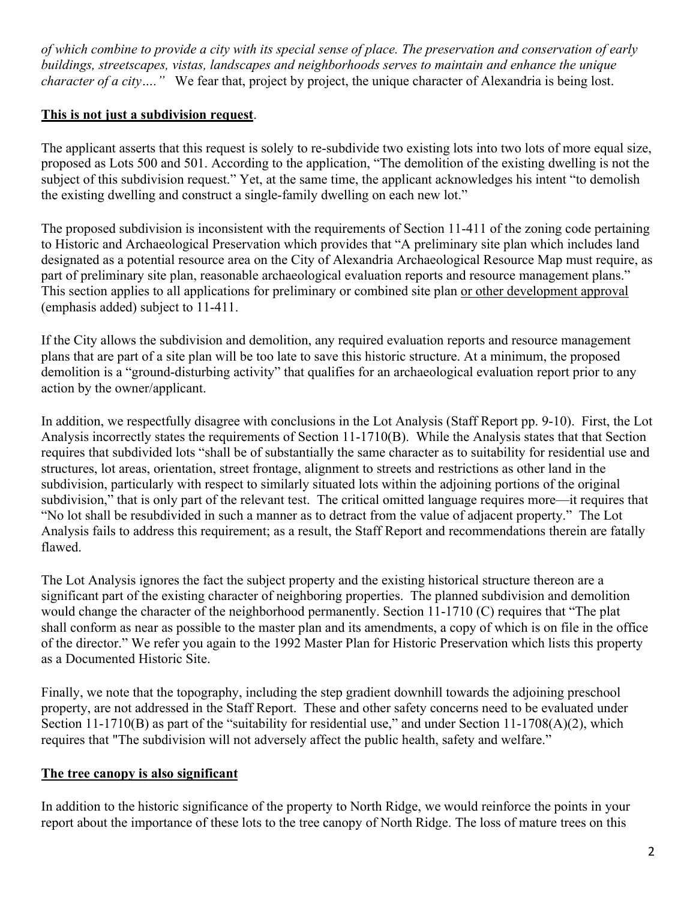*of which combine to provide a city with its special sense of place. The preservation and conservation of early buildings, streetscapes, vistas, landscapes and neighborhoods serves to maintain and enhance the unique character of a city…."* We fear that, project by project, the unique character of Alexandria is being lost.

**<u>This is not just a subdivision request</u>**.

The applicant asserts that this request is solely to re-subdivide two existing lots into two lots of more equal size, proposed as Lots 500 and 501. According to the application, "The demolition of the existing dwelling is not the subject of this subdivision request." Yet, at the same time, the applicant acknowledges his intent "to demolish the existing dwelling and construct a single-family dwelling on each new lot."

The proposed subdivision is inconsistent with the requirements of Section 11-411 of the zoning code pertaining to Historic and Archaeological Preservation which provides that "A preliminary site plan which includes land designated as a potential resource area on the City of Alexandria Archaeological Resource Map must require, as part of preliminary site plan, reasonable archaeological evaluation reports and resource management plans." This section applies to all applications for preliminary or combined site plan <u>or other development approval</u> (emphasis added) subject to 11-411.

If the City allows the subdivision and demolition, any required evaluation reports and resource management plans that are part of a site plan will be too late to save this historic structure. At a minimum, the proposed demolition is a "ground-disturbing activity" that qualifies for an archaeological evaluation report prior to any action by the owner/applicant.

In addition, we respectfully disagree with conclusions in the Lot Analysis (Staff Report pp. 9-10). First, the Lot Analysis incorrectly states the requirements of Section 11-1710(B). While the Analysis states that that Section requires that subdivided lots "shall be of substantially the same character as to suitability for residential use and structures, lot areas, orientation, street frontage, alignment to streets and restrictions as other land in the subdivision, particularly with respect to similarly situated lots within the adjoining portions of the original subdivision," that is only part of the relevant test. The critical omitted language requires more—it requires that "No lot shall be resubdivided in such a manner as to detract from the value of adjacent property." The Lot Analysis fails to address this requirement; as a result, the Staff Report and recommendations therein are fatally flawed.

The Lot Analysis ignores the fact the subject property and the existing historical structure thereon are a significant part of the existing character of neighboring properties. The planned subdivision and demolition would change the character of the neighborhood permanently. Section 11-1710 (C) requires that "The plat shall conform as near as possible to the master plan and its amendments, a copy of which is on file in the office of the director." We refer you again to the 1992 Master Plan for Historic Preservation which lists this property as a Documented Historic Site.

Finally, we note that the topography, including the step gradient downhill towards the adjoining preschool property, are not addressed in the Staff Report. These and other safety concerns need to be evaluated under Section 11-1710(B) as part of the "suitability for residential use," and under Section 11-1708(A)(2), which requires that "The subdivision will not adversely affect the public health, safety and welfare."

**<u>The tree canopy is also significant</u>**

In addition to the historic significance of the property to North Ridge, we would reinforce the points in your report about the importance of these lots to the tree canopy of North Ridge. The loss of mature trees on this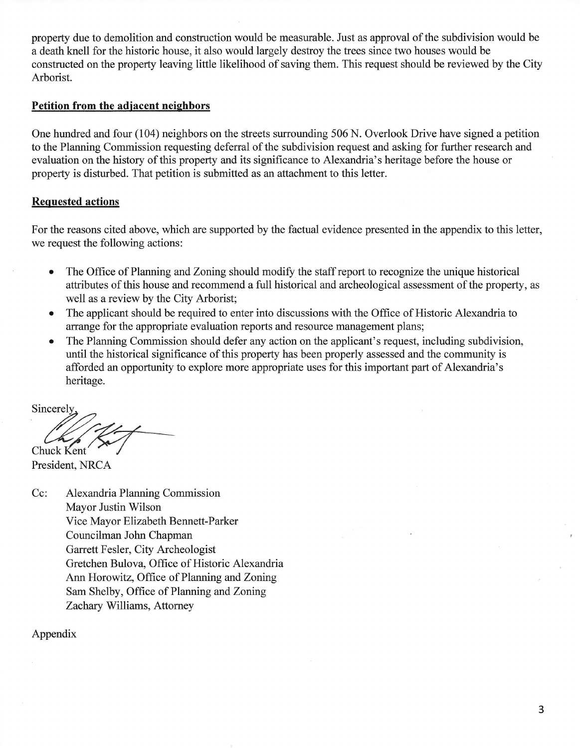property due to demolition and construction would be measurable. Just as approval of the subdivision would be a death knell for the historic house, it also would largely destroy the trees since two houses would be constructed on the property leaving little likelihood of saving them. This request should be reviewed by the City Arborist.

**Petition from the adjacent neighbors**

One hundred and four (104) neighbors on the streets surrounding 506 N. Overlook Drive have signed a petition to the Planning Commission requesting deferral of the subdivision request and asking for further research and evaluation on the history of this property and its significance to Alexandria's heritage before the house or property is disturbed. That petition is submitted as an attachment to this letter.

**Requested actions**

For the reasons cited above, which are supported by the factual evidence presented in the appendix to this letter, we request the following actions:

- The Office of Planning and Zoning should modify the staff report to recognize the unique historical attributes of this house and recommend a full historical and archeological assessment of the property, as well as a review by the City Arborist;
- The applicant should be required to enter into discussions with the Office of Historic Alexandria to arrange for the appropriate evaluation reports and resource management plans;
- The Planning Commission should defer any action on the applicant's request, including subdivision, until the historical significance of this property has been properly assessed and the community is afforded an opportunity to explore more appropriate uses for this important part of Alexandria's heritage.

Sincerely,

Chuck Kent
President, NRCA

Cc: Alexandria Planning Commission
Mayor Justin Wilson
Vice Mayor Elizabeth Bennett-Parker
Councilman John Chapman
Garrett Fesler, City Archeologist
Gretchen Bulova, Office of Historic Alexandria
Ann Horowitz, Office of Planning and Zoning
Sam Shelby, Office of Planning and Zoning
Zachary Williams, Attorney

Appendix